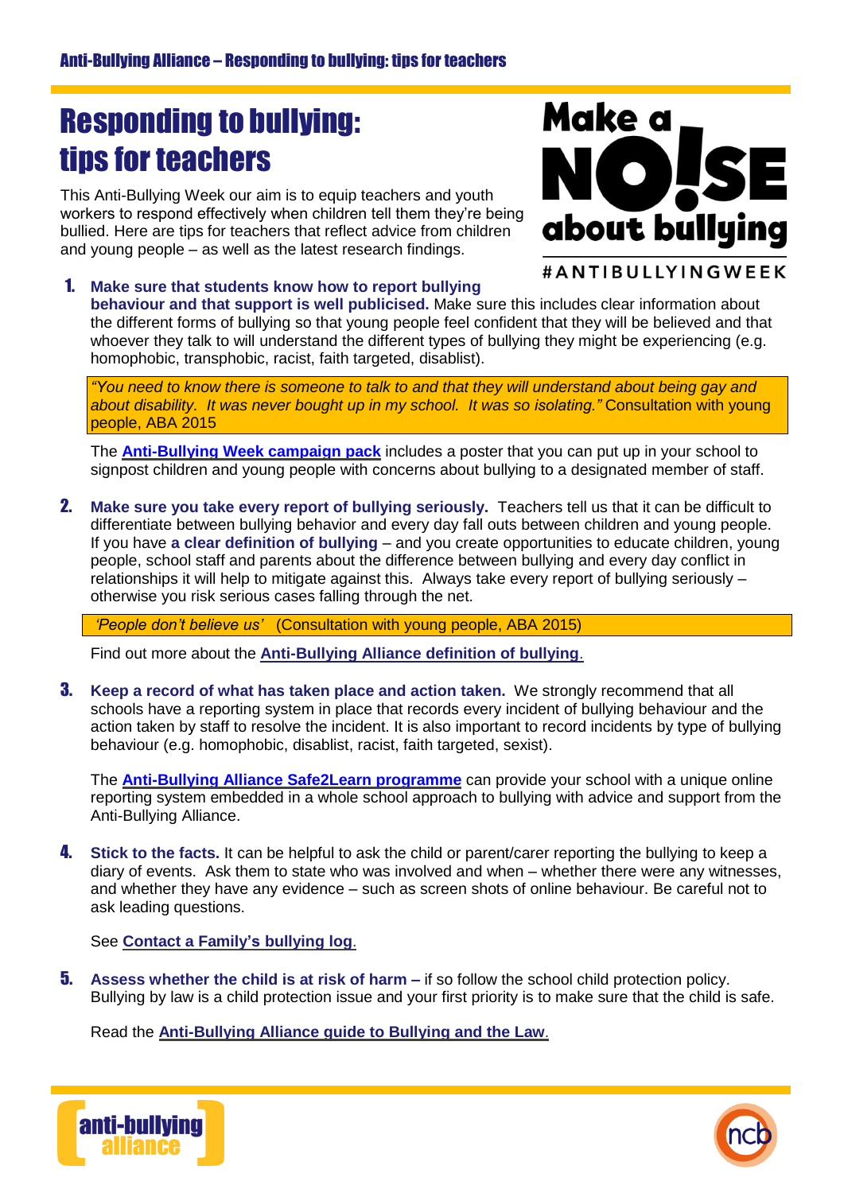# Responding to bullying: tips for teachers

This Anti-Bullying Week our aim is to equip teachers and youth workers to respond effectively when children tell them they're being bullied. Here are tips for teachers that reflect advice from children and young people – as well as the latest research findings.

Make a NO!SE about bullying

#ANTIBULLYINGWEEK

1. **Make sure that students know how to report bullying behaviour and that support is well publicised.** Make sure this includes clear information about the different forms of bullying so that young people feel confident that they will be believed and that whoever they talk to will understand the different types of bullying they might be experiencing (e.g. homophobic, transphobic, racist, faith targeted, disablist).

   > *"You need to know there is someone to talk to and that they will understand about being gay and about disability. It was never bought up in my school. It was so isolating."* Consultation with young people, ABA 2015

   The **Anti-Bullying Week campaign pack** includes a poster that you can put up in your school to signpost children and young people with concerns about bullying to a designated member of staff.

2. **Make sure you take every report of bullying seriously.** Teachers tell us that it can be difficult to differentiate between bullying behavior and every day fall outs between children and young people. If you have **a clear definition of bullying** – and you create opportunities to educate children, young people, school staff and parents about the difference between bullying and every day conflict in relationships it will help to mitigate against this. Always take every report of bullying seriously – otherwise you risk serious cases falling through the net.

   > *'People don't believe us'* (Consultation with young people, ABA 2015)

   Find out more about the **Anti-Bullying Alliance definition of bullying**.

3. **Keep a record of what has taken place and action taken.** We strongly recommend that all schools have a reporting system in place that records every incident of bullying behaviour and the action taken by staff to resolve the incident. It is also important to record incidents by type of bullying behaviour (e.g. homophobic, disablist, racist, faith targeted, sexist).

   The **Anti-Bullying Alliance Safe2Learn programme** can provide your school with a unique online reporting system embedded in a whole school approach to bullying with advice and support from the Anti-Bullying Alliance.

4. **Stick to the facts.** It can be helpful to ask the child or parent/carer reporting the bullying to keep a diary of events. Ask them to state who was involved and when – whether there were any witnesses, and whether they have any evidence – such as screen shots of online behaviour. Be careful not to ask leading questions.

   See **Contact a Family's bullying log**.

5. **Assess whether the child is at risk of harm –** if so follow the school child protection policy. Bullying by law is a child protection issue and your first priority is to make sure that the child is safe.

   Read the **Anti-Bullying Alliance guide to Bullying and the Law**.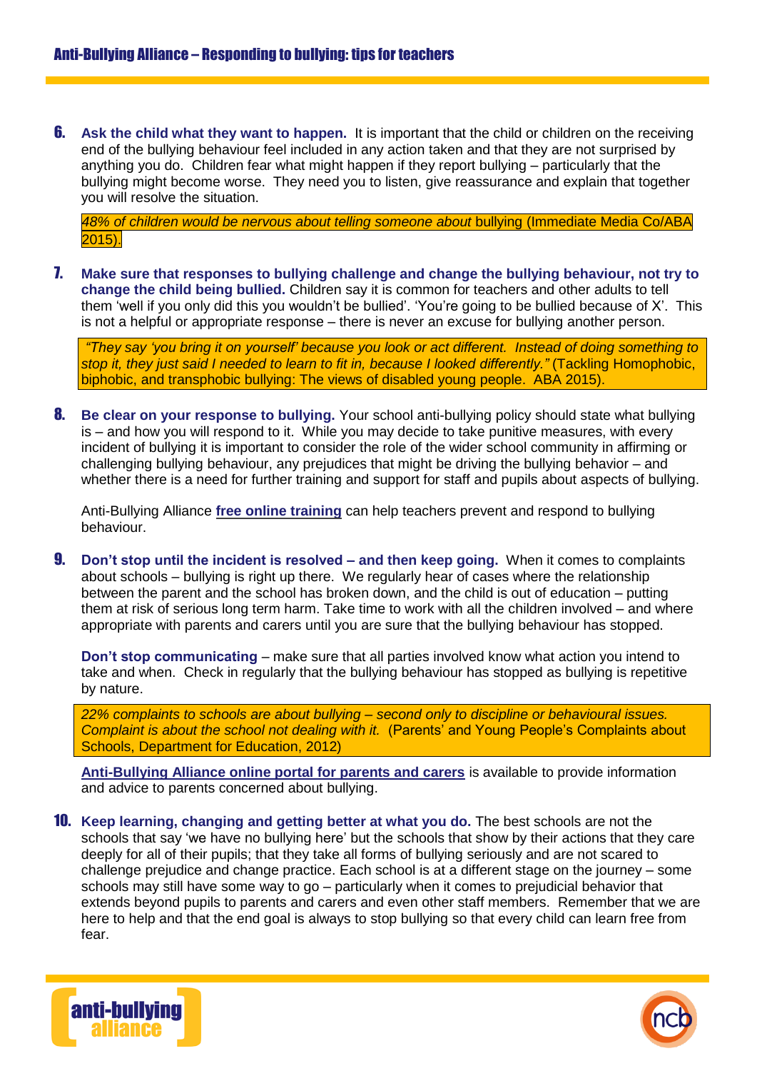6. **Ask the child what they want to happen.** It is important that the child or children on the receiving end of the bullying behaviour feel included in any action taken and that they are not surprised by anything you do. Children fear what might happen if they report bullying – particularly that the bullying might become worse. They need you to listen, give reassurance and explain that together you will resolve the situation.

   *48% of children would be nervous about telling someone about* bullying (Immediate Media Co/ABA 2015).

7. **Make sure that responses to bullying challenge and change the bullying behaviour, not try to change the child being bullied.** Children say it is common for teachers and other adults to tell them 'well if you only did this you wouldn't be bullied'. 'You're going to be bullied because of X'. This is not a helpful or appropriate response – there is never an excuse for bullying another person.

   *"They say 'you bring it on yourself' because you look or act different. Instead of doing something to stop it, they just said I needed to learn to fit in, because I looked differently."* (Tackling Homophobic, biphobic, and transphobic bullying: The views of disabled young people. ABA 2015).

8. **Be clear on your response to bullying.** Your school anti-bullying policy should state what bullying is – and how you will respond to it. While you may decide to take punitive measures, with every incident of bullying it is important to consider the role of the wider school community in affirming or challenging bullying behaviour, any prejudices that might be driving the bullying behavior – and whether there is a need for further training and support for staff and pupils about aspects of bullying.

   Anti-Bullying Alliance **free online training** can help teachers prevent and respond to bullying behaviour.

9. **Don't stop until the incident is resolved – and then keep going.** When it comes to complaints about schools – bullying is right up there. We regularly hear of cases where the relationship between the parent and the school has broken down, and the child is out of education – putting them at risk of serious long term harm. Take time to work with all the children involved – and where appropriate with parents and carers until you are sure that the bullying behaviour has stopped.

   **Don't stop communicating** – make sure that all parties involved know what action you intend to take and when. Check in regularly that the bullying behaviour has stopped as bullying is repetitive by nature.

   *22% complaints to schools are about bullying – second only to discipline or behavioural issues. Complaint is about the school not dealing with it.* (Parents' and Young People's Complaints about Schools, Department for Education, 2012)

   **Anti-Bullying Alliance online portal for parents and carers** is available to provide information and advice to parents concerned about bullying.

10. **Keep learning, changing and getting better at what you do.** The best schools are not the schools that say 'we have no bullying here' but the schools that show by their actions that they care deeply for all of their pupils; that they take all forms of bullying seriously and are not scared to challenge prejudice and change practice. Each school is at a different stage on the journey – some schools may still have some way to go – particularly when it comes to prejudicial behavior that extends beyond pupils to parents and carers and even other staff members. Remember that we are here to help and that the end goal is always to stop bullying so that every child can learn free from fear.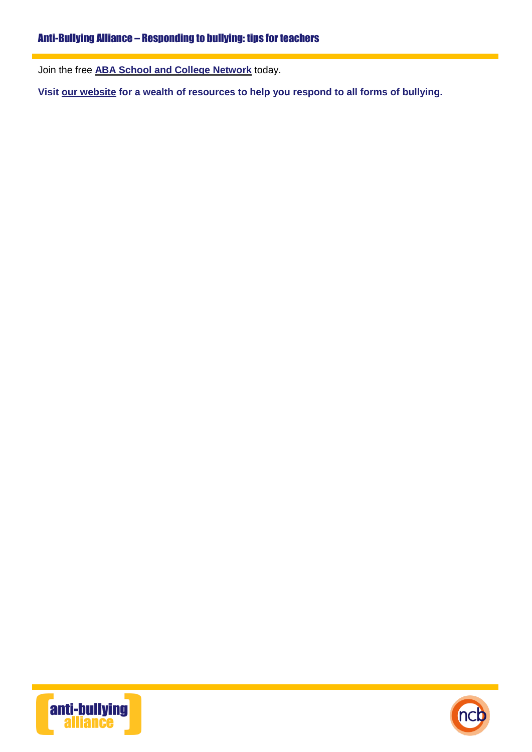Join the free **ABA School and College Network** today.

**Visit our website for a wealth of resources to help you respond to all forms of bullying.**